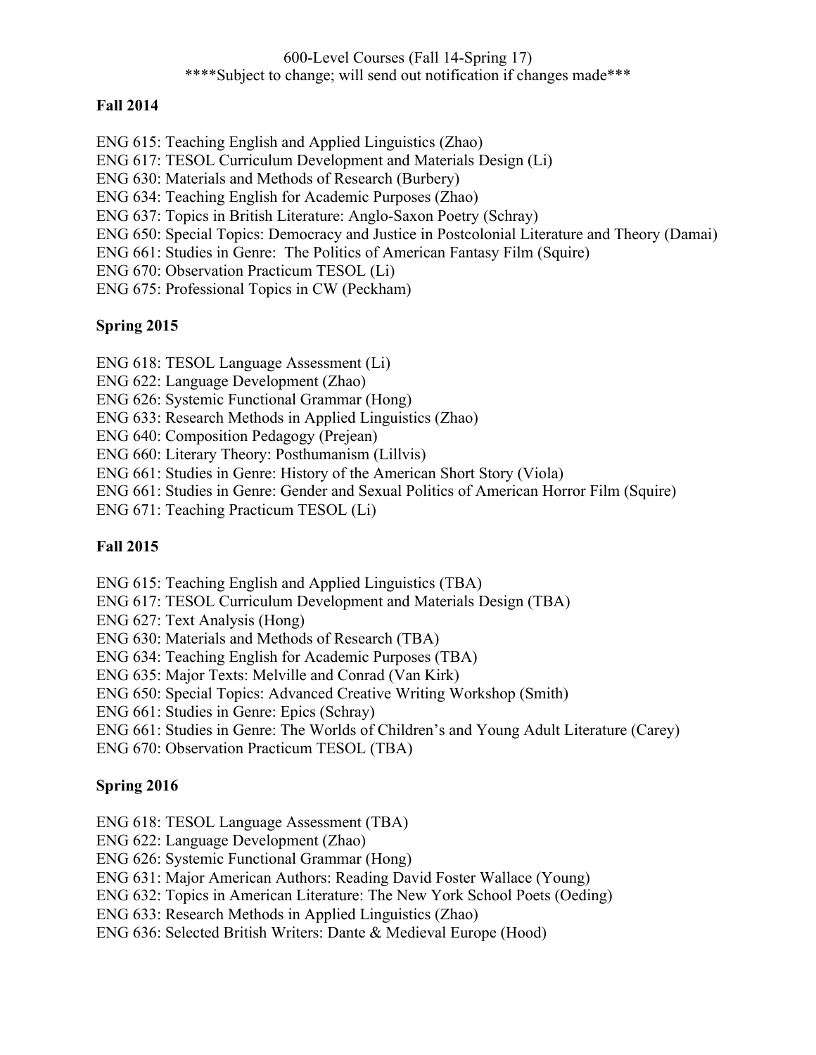600-Level Courses (Fall 14-Spring 17)
****Subject to change; will send out notification if changes made***

**Fall 2014**

ENG 615: Teaching English and Applied Linguistics (Zhao)
ENG 617: TESOL Curriculum Development and Materials Design (Li)
ENG 630: Materials and Methods of Research (Burbery)
ENG 634: Teaching English for Academic Purposes (Zhao)
ENG 637: Topics in British Literature: Anglo-Saxon Poetry (Schray)
ENG 650: Special Topics: Democracy and Justice in Postcolonial Literature and Theory (Damai)
ENG 661: Studies in Genre: The Politics of American Fantasy Film (Squire)
ENG 670: Observation Practicum TESOL (Li)
ENG 675: Professional Topics in CW (Peckham)

**Spring 2015**

ENG 618: TESOL Language Assessment (Li)
ENG 622: Language Development (Zhao)
ENG 626: Systemic Functional Grammar (Hong)
ENG 633: Research Methods in Applied Linguistics (Zhao)
ENG 640: Composition Pedagogy (Prejean)
ENG 660: Literary Theory: Posthumanism (Lillvis)
ENG 661: Studies in Genre: History of the American Short Story (Viola)
ENG 661: Studies in Genre: Gender and Sexual Politics of American Horror Film (Squire)
ENG 671: Teaching Practicum TESOL (Li)

**Fall 2015**

ENG 615: Teaching English and Applied Linguistics (TBA)
ENG 617: TESOL Curriculum Development and Materials Design (TBA)
ENG 627: Text Analysis (Hong)
ENG 630: Materials and Methods of Research (TBA)
ENG 634: Teaching English for Academic Purposes (TBA)
ENG 635: Major Texts: Melville and Conrad (Van Kirk)
ENG 650: Special Topics: Advanced Creative Writing Workshop (Smith)
ENG 661: Studies in Genre: Epics (Schray)
ENG 661: Studies in Genre: The Worlds of Children's and Young Adult Literature (Carey)
ENG 670: Observation Practicum TESOL (TBA)

**Spring 2016**

ENG 618: TESOL Language Assessment (TBA)
ENG 622: Language Development (Zhao)
ENG 626: Systemic Functional Grammar (Hong)
ENG 631: Major American Authors: Reading David Foster Wallace (Young)
ENG 632: Topics in American Literature: The New York School Poets (Oeding)
ENG 633: Research Methods in Applied Linguistics (Zhao)
ENG 636: Selected British Writers: Dante & Medieval Europe (Hood)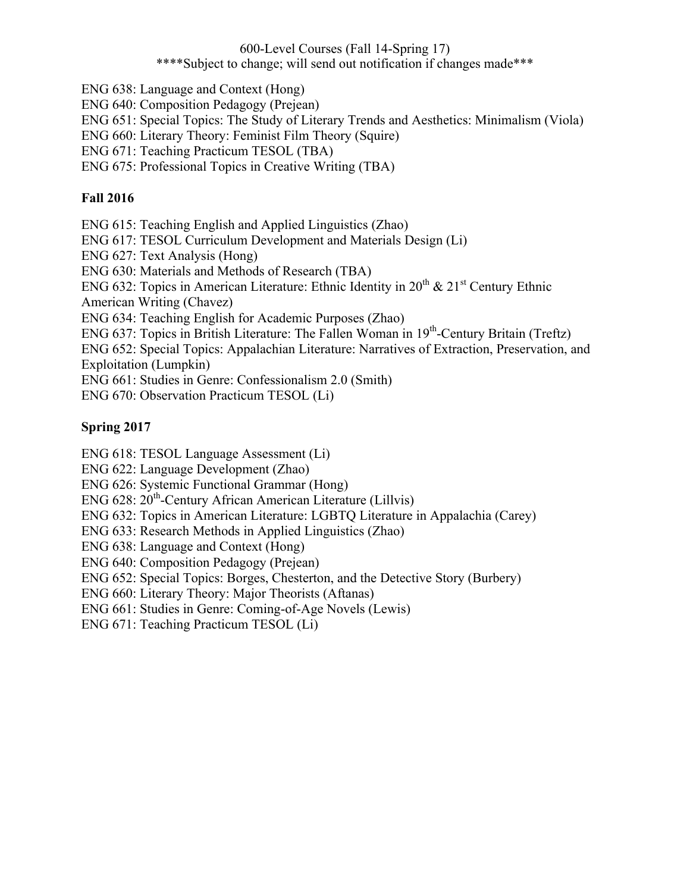600-Level Courses (Fall 14-Spring 17)
****Subject to change; will send out notification if changes made***

ENG 638: Language and Context (Hong)
ENG 640: Composition Pedagogy (Prejean)
ENG 651: Special Topics: The Study of Literary Trends and Aesthetics: Minimalism (Viola)
ENG 660: Literary Theory: Feminist Film Theory (Squire)
ENG 671: Teaching Practicum TESOL (TBA)
ENG 675: Professional Topics in Creative Writing (TBA)

**Fall 2016**

ENG 615: Teaching English and Applied Linguistics (Zhao)
ENG 617: TESOL Curriculum Development and Materials Design (Li)
ENG 627: Text Analysis (Hong)
ENG 630: Materials and Methods of Research (TBA)
ENG 632: Topics in American Literature: Ethnic Identity in 20th & 21st Century Ethnic American Writing (Chavez)
ENG 634: Teaching English for Academic Purposes (Zhao)
ENG 637: Topics in British Literature: The Fallen Woman in 19th-Century Britain (Treftz)
ENG 652: Special Topics: Appalachian Literature: Narratives of Extraction, Preservation, and Exploitation (Lumpkin)
ENG 661: Studies in Genre: Confessionalism 2.0 (Smith)
ENG 670: Observation Practicum TESOL (Li)

**Spring 2017**

ENG 618: TESOL Language Assessment (Li)
ENG 622: Language Development (Zhao)
ENG 626: Systemic Functional Grammar (Hong)
ENG 628: 20th-Century African American Literature (Lillvis)
ENG 632: Topics in American Literature: LGBTQ Literature in Appalachia (Carey)
ENG 633: Research Methods in Applied Linguistics (Zhao)
ENG 638: Language and Context (Hong)
ENG 640: Composition Pedagogy (Prejean)
ENG 652: Special Topics: Borges, Chesterton, and the Detective Story (Burbery)
ENG 660: Literary Theory: Major Theorists (Aftanas)
ENG 661: Studies in Genre: Coming-of-Age Novels (Lewis)
ENG 671: Teaching Practicum TESOL (Li)